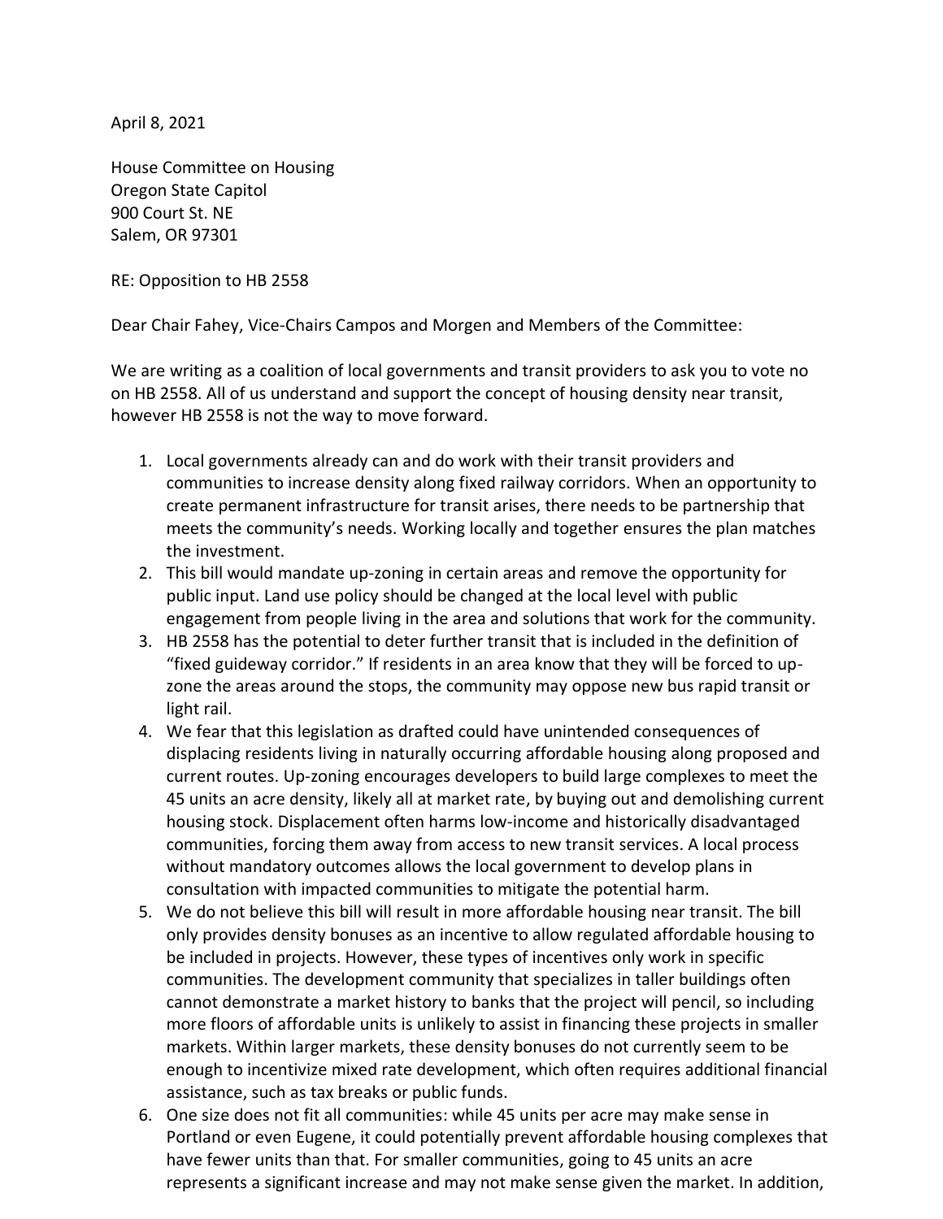April 8, 2021

House Committee on Housing
Oregon State Capitol
900 Court St. NE
Salem, OR 97301

RE: Opposition to HB 2558

Dear Chair Fahey, Vice-Chairs Campos and Morgen and Members of the Committee:

We are writing as a coalition of local governments and transit providers to ask you to vote no on HB 2558. All of us understand and support the concept of housing density near transit, however HB 2558 is not the way to move forward.

1. Local governments already can and do work with their transit providers and communities to increase density along fixed railway corridors. When an opportunity to create permanent infrastructure for transit arises, there needs to be partnership that meets the community's needs. Working locally and together ensures the plan matches the investment.
2. This bill would mandate up-zoning in certain areas and remove the opportunity for public input. Land use policy should be changed at the local level with public engagement from people living in the area and solutions that work for the community.
3. HB 2558 has the potential to deter further transit that is included in the definition of "fixed guideway corridor." If residents in an area know that they will be forced to up-zone the areas around the stops, the community may oppose new bus rapid transit or light rail.
4. We fear that this legislation as drafted could have unintended consequences of displacing residents living in naturally occurring affordable housing along proposed and current routes. Up-zoning encourages developers to build large complexes to meet the 45 units an acre density, likely all at market rate, by buying out and demolishing current housing stock. Displacement often harms low-income and historically disadvantaged communities, forcing them away from access to new transit services. A local process without mandatory outcomes allows the local government to develop plans in consultation with impacted communities to mitigate the potential harm.
5. We do not believe this bill will result in more affordable housing near transit. The bill only provides density bonuses as an incentive to allow regulated affordable housing to be included in projects. However, these types of incentives only work in specific communities. The development community that specializes in taller buildings often cannot demonstrate a market history to banks that the project will pencil, so including more floors of affordable units is unlikely to assist in financing these projects in smaller markets. Within larger markets, these density bonuses do not currently seem to be enough to incentivize mixed rate development, which often requires additional financial assistance, such as tax breaks or public funds.
6. One size does not fit all communities: while 45 units per acre may make sense in Portland or even Eugene, it could potentially prevent affordable housing complexes that have fewer units than that. For smaller communities, going to 45 units an acre represents a significant increase and may not make sense given the market. In addition,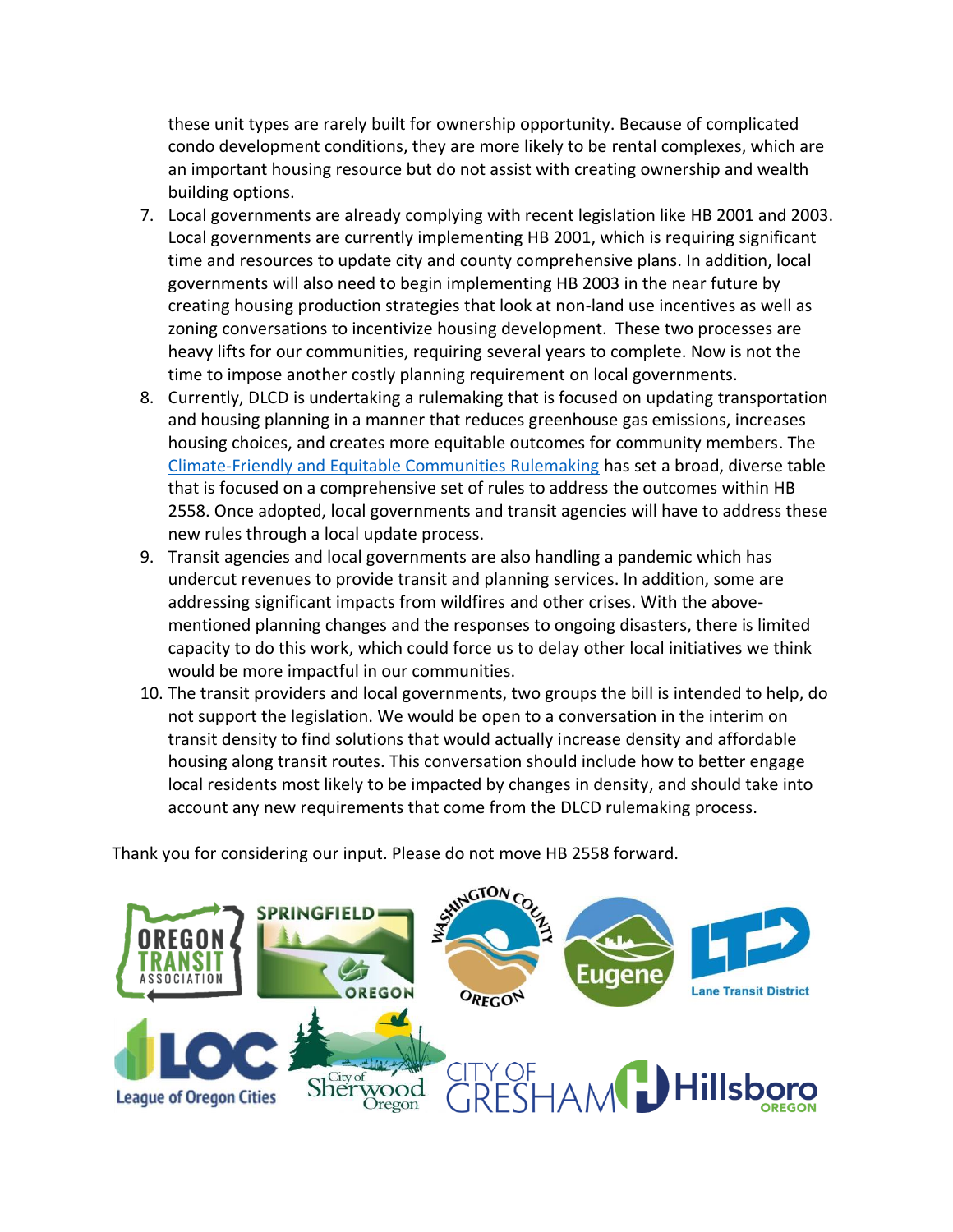these unit types are rarely built for ownership opportunity. Because of complicated condo development conditions, they are more likely to be rental complexes, which are an important housing resource but do not assist with creating ownership and wealth building options.

7. Local governments are already complying with recent legislation like HB 2001 and 2003. Local governments are currently implementing HB 2001, which is requiring significant time and resources to update city and county comprehensive plans. In addition, local governments will also need to begin implementing HB 2003 in the near future by creating housing production strategies that look at non-land use incentives as well as zoning conversations to incentivize housing development. These two processes are heavy lifts for our communities, requiring several years to complete. Now is not the time to impose another costly planning requirement on local governments.
8. Currently, DLCD is undertaking a rulemaking that is focused on updating transportation and housing planning in a manner that reduces greenhouse gas emissions, increases housing choices, and creates more equitable outcomes for community members. The Climate-Friendly and Equitable Communities Rulemaking has set a broad, diverse table that is focused on a comprehensive set of rules to address the outcomes within HB 2558. Once adopted, local governments and transit agencies will have to address these new rules through a local update process.
9. Transit agencies and local governments are also handling a pandemic which has undercut revenues to provide transit and planning services. In addition, some are addressing significant impacts from wildfires and other crises. With the above-mentioned planning changes and the responses to ongoing disasters, there is limited capacity to do this work, which could force us to delay other local initiatives we think would be more impactful in our communities.
10. The transit providers and local governments, two groups the bill is intended to help, do not support the legislation. We would be open to a conversation in the interim on transit density to find solutions that would actually increase density and affordable housing along transit routes. This conversation should include how to better engage local residents most likely to be impacted by changes in density, and should take into account any new requirements that come from the DLCD rulemaking process.

Thank you for considering our input. Please do not move HB 2558 forward.

Oregon Transit Association
Springfield Oregon
Washington County Oregon
Eugene
Lane Transit District
League of Oregon Cities
City of Sherwood Oregon
City of Gresham
Hillsboro Oregon